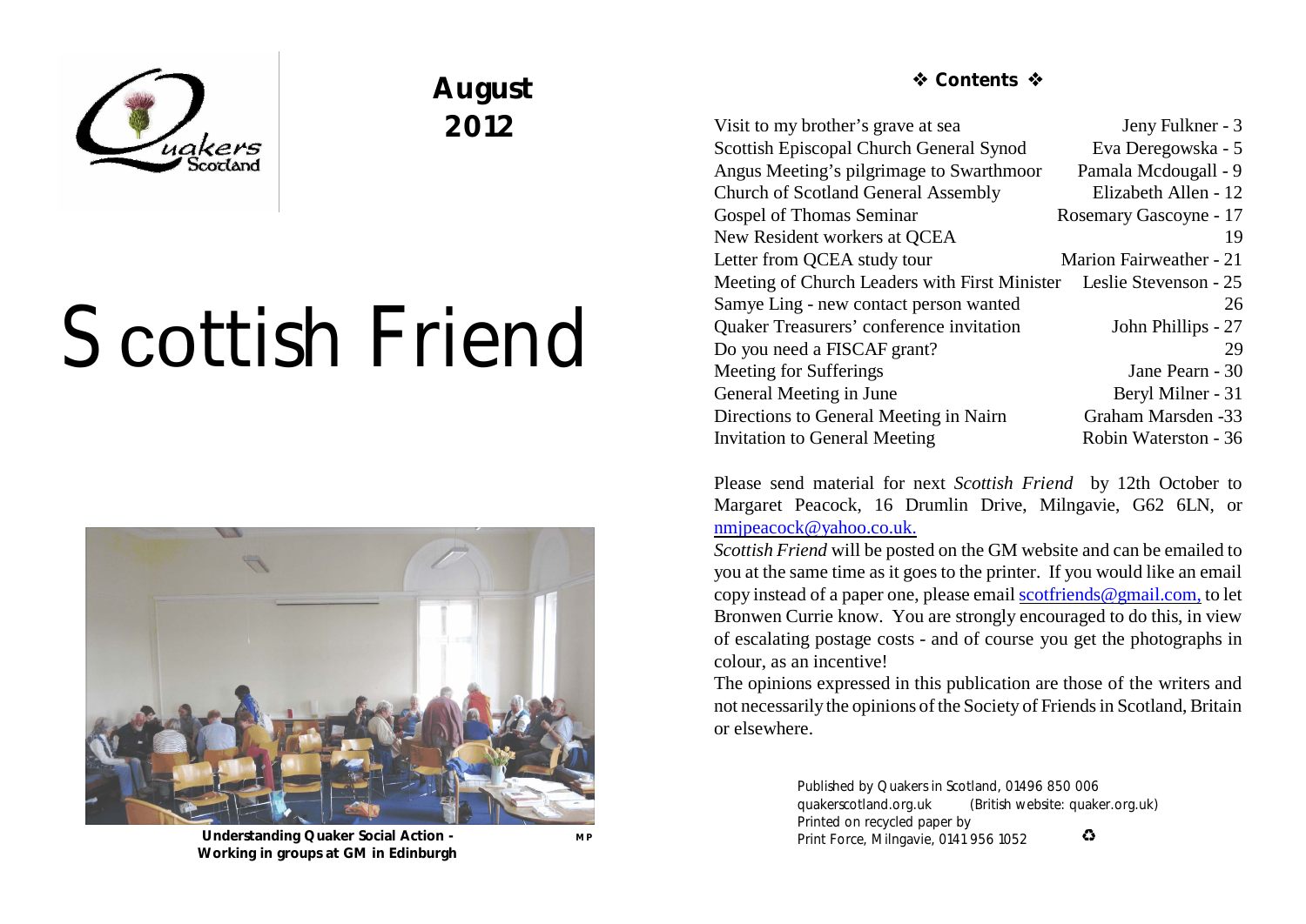**August 2012**

# Scottish Friend

**Understanding Quaker Social Action - Working in groups at GM in Edinburgh** MP

## ❖ Contents ❖

| | |
|---|---|
| Visit to my brother's grave at sea | Jeny Fulkner - 3 |
| Scottish Episcopal Church General Synod | Eva Deregowska - 5 |
| Angus Meeting's pilgrimage to Swarthmoor | Pamala Mcdougall - 9 |
| Church of Scotland General Assembly | Elizabeth Allen - 12 |
| Gospel of Thomas Seminar | Rosemary Gascoyne - 17 |
| New Resident workers at QCEA | 19 |
| Letter from QCEA study tour | Marion Fairweather - 21 |
| Meeting of Church Leaders with First Minister | Leslie Stevenson - 25 |
| Samye Ling - new contact person wanted | 26 |
| Quaker Treasurers' conference invitation | John Phillips - 27 |
| Do you need a FISCAF grant? | 29 |
| Meeting for Sufferings | Jane Pearn - 30 |
| General Meeting in June | Beryl Milner - 31 |
| Directions to General Meeting in Nairn | Graham Marsden -33 |
| Invitation to General Meeting | Robin Waterston - 36 |

Please send material for next *Scottish Friend* by 12th October to Margaret Peacock, 16 Drumlin Drive, Milngavie, G62 6LN, or nmjpeacock@yahoo.co.uk.

*Scottish Friend* will be posted on the GM website and can be emailed to you at the same time as it goes to the printer. If you would like an email copy instead of a paper one, please email scotfriends@gmail.com, to let Bronwen Currie know. You are strongly encouraged to do this, in view of escalating postage costs - and of course you get the photographs in colour, as an incentive!

The opinions expressed in this publication are those of the writers and not necessarily the opinions of the Society of Friends in Scotland, Britain or elsewhere.

Published by Quakers in Scotland, 01496 850 006
quakerscotland.org.uk (British website: quaker.org.uk)
Printed on recycled paper by
Print Force, Milngavie, 0141 956 1052 ♻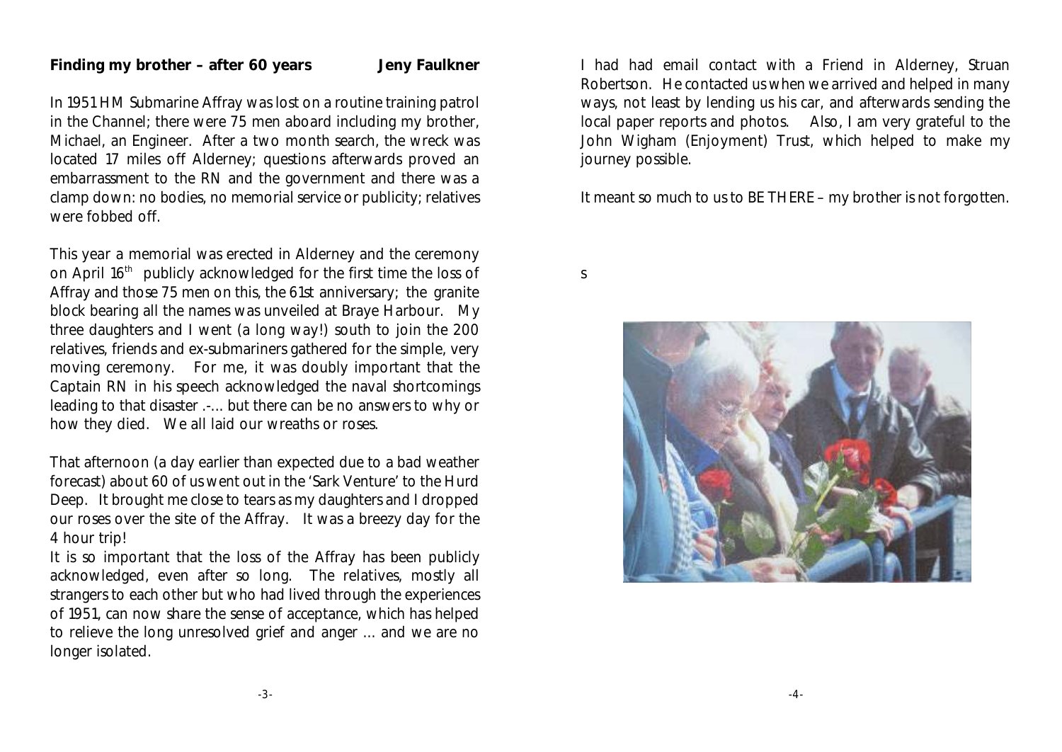**Finding my brother – after 60 years** **Jeny Faulkner**

In 1951 HM Submarine Affray was lost on a routine training patrol in the Channel; there were 75 men aboard including my brother, Michael, an Engineer. After a two month search, the wreck was located 17 miles off Alderney; questions afterwards proved an embarrassment to the RN and the government and there was a clamp down: no bodies, no memorial service or publicity; relatives were fobbed off.

This year a memorial was erected in Alderney and the ceremony on April 16th publicly acknowledged for the first time the loss of Affray and those 75 men on this, the 61st anniversary; the granite block bearing all the names was unveiled at Braye Harbour. My three daughters and I went (a long way!) south to join the 200 relatives, friends and ex-submariners gathered for the simple, very moving ceremony. For me, it was doubly important that the Captain RN in his speech acknowledged the naval shortcomings leading to that disaster .-… but there can be no answers to why or how they died. We all laid our wreaths or roses.

That afternoon (a day earlier than expected due to a bad weather forecast) about 60 of us went out in the 'Sark Venture' to the Hurd Deep. It brought me close to tears as my daughters and I dropped our roses over the site of the Affray. It was a breezy day for the 4 hour trip!

It is so important that the loss of the Affray has been publicly acknowledged, even after so long. The relatives, mostly all strangers to each other but who had lived through the experiences of 1951, can now share the sense of acceptance, which has helped to relieve the long unresolved grief and anger … and we are no longer isolated.

I had had email contact with a Friend in Alderney, Struan Robertson. He contacted us when we arrived and helped in many ways, not least by lending us his car, and afterwards sending the local paper reports and photos. Also, I am very grateful to the John Wigham (Enjoyment) Trust, which helped to make my journey possible.

It meant so much to us to BE THERE – my brother is not forgotten.

s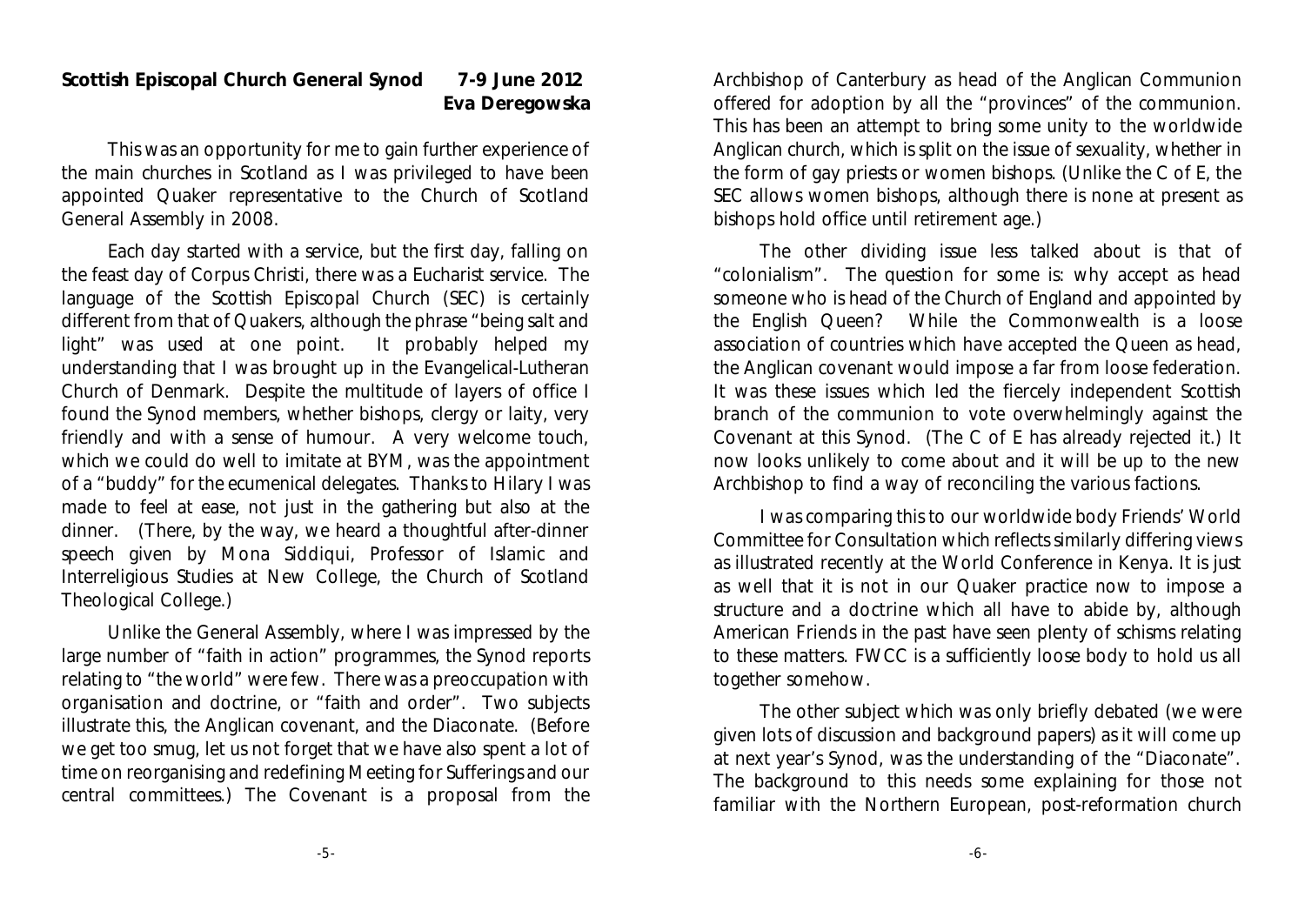## Scottish Episcopal Church General Synod 7-9 June 2012

**Eva Deregowska**

This was an opportunity for me to gain further experience of the main churches in Scotland as I was privileged to have been appointed Quaker representative to the Church of Scotland General Assembly in 2008.

Each day started with a service, but the first day, falling on the feast day of Corpus Christi, there was a Eucharist service. The language of the Scottish Episcopal Church (SEC) is certainly different from that of Quakers, although the phrase "being salt and light" was used at one point. It probably helped my understanding that I was brought up in the Evangelical-Lutheran Church of Denmark. Despite the multitude of layers of office I found the Synod members, whether bishops, clergy or laity, very friendly and with a sense of humour. A very welcome touch, which we could do well to imitate at BYM, was the appointment of a "buddy" for the ecumenical delegates. Thanks to Hilary I was made to feel at ease, not just in the gathering but also at the dinner. (There, by the way, we heard a thoughtful after-dinner speech given by Mona Siddiqui, Professor of Islamic and Interreligious Studies at New College, the Church of Scotland Theological College.)

Unlike the General Assembly, where I was impressed by the large number of "faith in action" programmes, the Synod reports relating to "the world" were few. There was a preoccupation with organisation and doctrine, or "faith and order". Two subjects illustrate this, the Anglican covenant, and the Diaconate. (Before we get too smug, let us not forget that we have also spent a lot of time on reorganising and redefining Meeting for Sufferings and our central committees.) The Covenant is a proposal from the Archbishop of Canterbury as head of the Anglican Communion offered for adoption by all the "provinces" of the communion. This has been an attempt to bring some unity to the worldwide Anglican church, which is split on the issue of sexuality, whether in the form of gay priests or women bishops. (Unlike the C of E, the SEC allows women bishops, although there is none at present as bishops hold office until retirement age.)

The other dividing issue less talked about is that of "colonialism". The question for some is: why accept as head someone who is head of the Church of England and appointed by the English Queen? While the Commonwealth is a loose association of countries which have accepted the Queen as head, the Anglican covenant would impose a far from loose federation. It was these issues which led the fiercely independent Scottish branch of the communion to vote overwhelmingly against the Covenant at this Synod. (The C of E has already rejected it.) It now looks unlikely to come about and it will be up to the new Archbishop to find a way of reconciling the various factions.

I was comparing this to our worldwide body Friends' World Committee for Consultation which reflects similarly differing views as illustrated recently at the World Conference in Kenya. It is just as well that it is not in our Quaker practice now to impose a structure and a doctrine which all have to abide by, although American Friends in the past have seen plenty of schisms relating to these matters. FWCC is a sufficiently loose body to hold us all together somehow.

The other subject which was only briefly debated (we were given lots of discussion and background papers) as it will come up at next year's Synod, was the understanding of the "Diaconate". The background to this needs some explaining for those not familiar with the Northern European, post-reformation church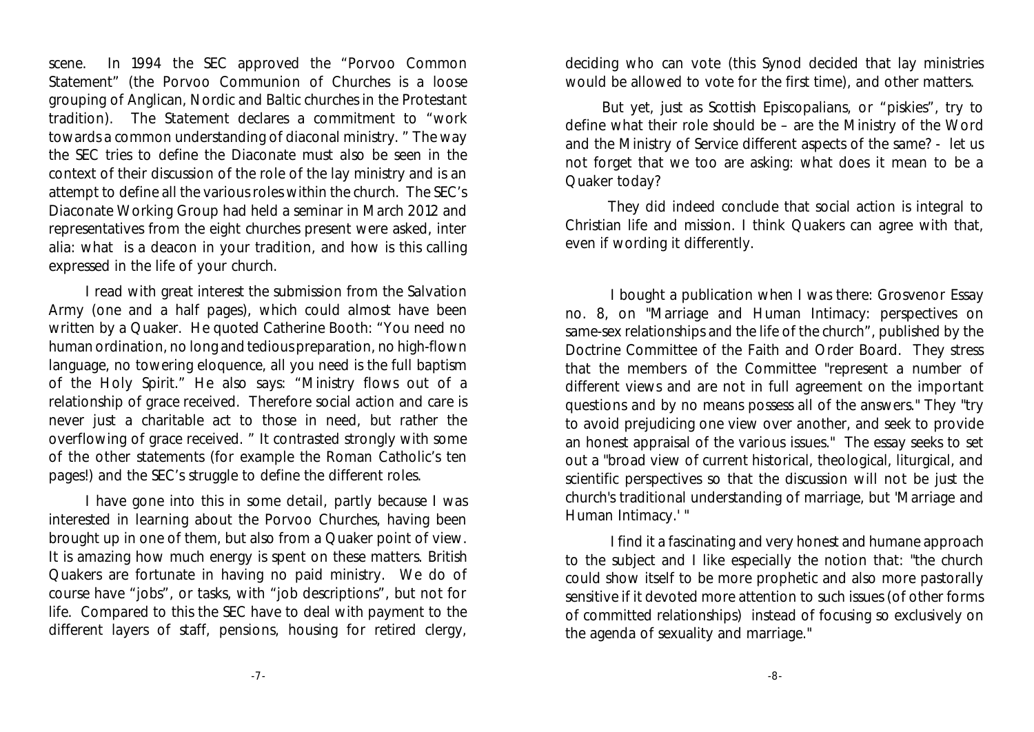scene. In 1994 the SEC approved the "Porvoo Common Statement" (the Porvoo Communion of Churches is a loose grouping of Anglican, Nordic and Baltic churches in the Protestant tradition). The Statement declares a commitment to "work towards a common understanding of diaconal ministry. " The way the SEC tries to define the Diaconate must also be seen in the context of their discussion of the role of the lay ministry and is an attempt to define all the various roles within the church. The SEC's Diaconate Working Group had held a seminar in March 2012 and representatives from the eight churches present were asked, inter alia: what is a deacon in your tradition, and how is this calling expressed in the life of your church.

I read with great interest the submission from the Salvation Army (one and a half pages), which could almost have been written by a Quaker. He quoted Catherine Booth: "You need no human ordination, no long and tedious preparation, no high-flown language, no towering eloquence, all you need is the full baptism of the Holy Spirit." He also says: "Ministry flows out of a relationship of grace received. Therefore social action and care is never just a charitable act to those in need, but rather the overflowing of grace received. " It contrasted strongly with some of the other statements (for example the Roman Catholic's ten pages!) and the SEC's struggle to define the different roles.

I have gone into this in some detail, partly because I was interested in learning about the Porvoo Churches, having been brought up in one of them, but also from a Quaker point of view. It is amazing how much energy is spent on these matters. British Quakers are fortunate in having no paid ministry. We do of course have "jobs", or tasks, with "job descriptions", but not for life. Compared to this the SEC have to deal with payment to the different layers of staff, pensions, housing for retired clergy, deciding who can vote (this Synod decided that lay ministries would be allowed to vote for the first time), and other matters.

But yet, just as Scottish Episcopalians, or "piskies", try to define what their role should be – are the Ministry of the Word and the Ministry of Service different aspects of the same? - let us not forget that we too are asking: what does it mean to be a Quaker today?

They did indeed conclude that social action is integral to Christian life and mission. I think Quakers can agree with that, even if wording it differently.

I bought a publication when I was there: Grosvenor Essay no. 8, on "Marriage and Human Intimacy: perspectives on same-sex relationships and the life of the church", published by the Doctrine Committee of the Faith and Order Board. They stress that the members of the Committee "represent a number of different views and are not in full agreement on the important questions and by no means possess all of the answers." They "try to avoid prejudicing one view over another, and seek to provide an honest appraisal of the various issues." The essay seeks to set out a "broad view of current historical, theological, liturgical, and scientific perspectives so that the discussion will not be just the church's traditional understanding of marriage, but 'Marriage and Human Intimacy.' "

I find it a fascinating and very honest and humane approach to the subject and I like especially the notion that: "the church could show itself to be more prophetic and also more pastorally sensitive if it devoted more attention to such issues (of other forms of committed relationships) instead of focusing so exclusively on the agenda of sexuality and marriage."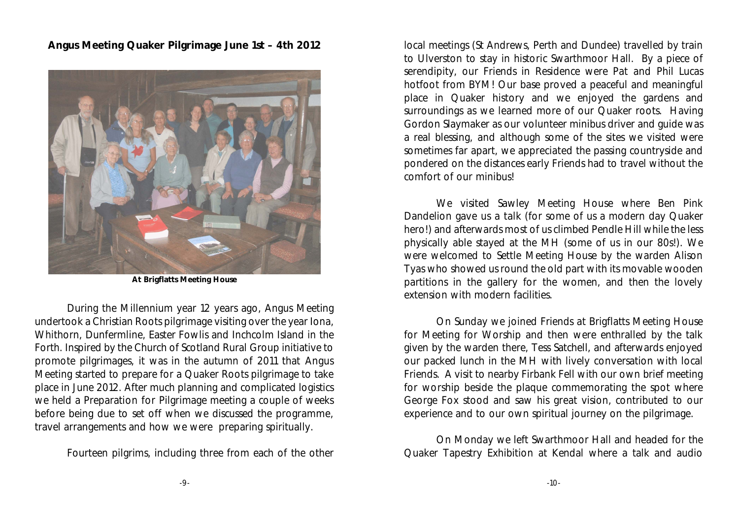**Angus Meeting Quaker Pilgrimage June 1st – 4th 2012**

**At Brigflatts Meeting House**

During the Millennium year 12 years ago, Angus Meeting undertook a Christian Roots pilgrimage visiting over the year Iona, Whithorn, Dunfermline, Easter Fowlis and Inchcolm Island in the Forth. Inspired by the Church of Scotland Rural Group initiative to promote pilgrimages, it was in the autumn of 2011 that Angus Meeting started to prepare for a Quaker Roots pilgrimage to take place in June 2012. After much planning and complicated logistics we held a Preparation for Pilgrimage meeting a couple of weeks before being due to set off when we discussed the programme, travel arrangements and how we were preparing spiritually.

Fourteen pilgrims, including three from each of the other local meetings (St Andrews, Perth and Dundee) travelled by train to Ulverston to stay in historic Swarthmoor Hall. By a piece of serendipity, our Friends in Residence were Pat and Phil Lucas hotfoot from BYM! Our base proved a peaceful and meaningful place in Quaker history and we enjoyed the gardens and surroundings as we learned more of our Quaker roots. Having Gordon Slaymaker as our volunteer minibus driver and guide was a real blessing, and although some of the sites we visited were sometimes far apart, we appreciated the passing countryside and pondered on the distances early Friends had to travel without the comfort of our minibus!

We visited Sawley Meeting House where Ben Pink Dandelion gave us a talk (for some of us a modern day Quaker hero!) and afterwards most of us climbed Pendle Hill while the less physically able stayed at the MH (some of us in our 80s!). We were welcomed to Settle Meeting House by the warden Alison Tyas who showed us round the old part with its movable wooden partitions in the gallery for the women, and then the lovely extension with modern facilities.

On Sunday we joined Friends at Brigflatts Meeting House for Meeting for Worship and then were enthralled by the talk given by the warden there, Tess Satchell, and afterwards enjoyed our packed lunch in the MH with lively conversation with local Friends. A visit to nearby Firbank Fell with our own brief meeting for worship beside the plaque commemorating the spot where George Fox stood and saw his great vision, contributed to our experience and to our own spiritual journey on the pilgrimage.

On Monday we left Swarthmoor Hall and headed for the Quaker Tapestry Exhibition at Kendal where a talk and audio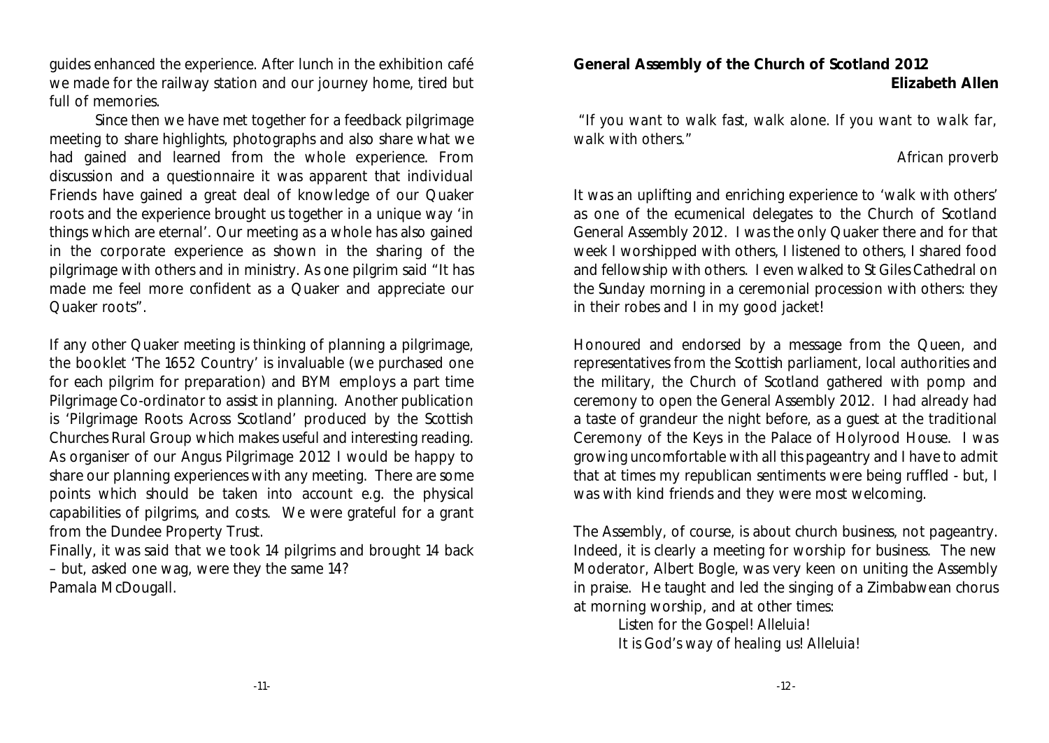guides enhanced the experience. After lunch in the exhibition café we made for the railway station and our journey home, tired but full of memories.

Since then we have met together for a feedback pilgrimage meeting to share highlights, photographs and also share what we had gained and learned from the whole experience. From discussion and a questionnaire it was apparent that individual Friends have gained a great deal of knowledge of our Quaker roots and the experience brought us together in a unique way 'in things which are eternal'. Our meeting as a whole has also gained in the corporate experience as shown in the sharing of the pilgrimage with others and in ministry. As one pilgrim said "It has made me feel more confident as a Quaker and appreciate our Quaker roots".

If any other Quaker meeting is thinking of planning a pilgrimage, the booklet 'The 1652 Country' is invaluable (we purchased one for each pilgrim for preparation) and BYM employs a part time Pilgrimage Co-ordinator to assist in planning. Another publication is 'Pilgrimage Roots Across Scotland' produced by the Scottish Churches Rural Group which makes useful and interesting reading. As organiser of our Angus Pilgrimage 2012 I would be happy to share our planning experiences with any meeting. There are some points which should be taken into account e.g. the physical capabilities of pilgrims, and costs. We were grateful for a grant from the Dundee Property Trust.

Finally, it was said that we took 14 pilgrims and brought 14 back – but, asked one wag, were they the same 14?

Pamala McDougall.

## General Assembly of the Church of Scotland 2012

**Elizabeth Allen**

*"If you want to walk fast, walk alone. If you want to walk far, walk with others."*

*African proverb*

It was an uplifting and enriching experience to 'walk with others' as one of the ecumenical delegates to the Church of Scotland General Assembly 2012. I was the only Quaker there and for that week I worshipped with others, I listened to others, I shared food and fellowship with others. I even walked to St Giles Cathedral on the Sunday morning in a ceremonial procession with others: they in their robes and I in my good jacket!

Honoured and endorsed by a message from the Queen, and representatives from the Scottish parliament, local authorities and the military, the Church of Scotland gathered with pomp and ceremony to open the General Assembly 2012. I had already had a taste of grandeur the night before, as a guest at the traditional Ceremony of the Keys in the Palace of Holyrood House. I was growing uncomfortable with all this pageantry and I have to admit that at times my republican sentiments were being ruffled - but, I was with kind friends and they were most welcoming.

The Assembly, of course, is about church business, not pageantry. Indeed, it is clearly a meeting for worship for business. The new Moderator, Albert Bogle, was very keen on uniting the Assembly in praise. He taught and led the singing of a Zimbabwean chorus at morning worship, and at other times:

*Listen for the Gospel! Alleluia!*
*It is God's way of healing us! Alleluia!*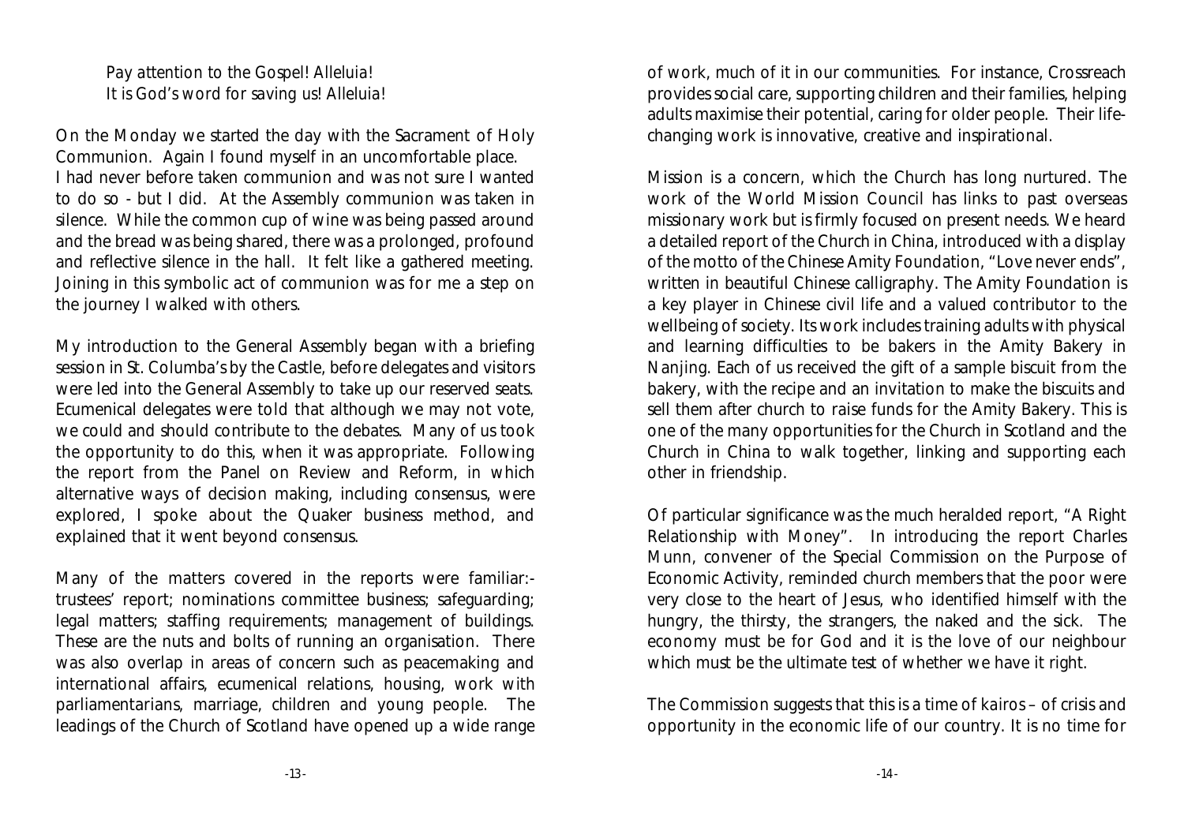*Pay attention to the Gospel! Alleluia!*
*It is God's word for saving us! Alleluia!*

On the Monday we started the day with the Sacrament of Holy Communion. Again I found myself in an uncomfortable place. I had never before taken communion and was not sure I wanted to do so - but I did. At the Assembly communion was taken in silence. While the common cup of wine was being passed around and the bread was being shared, there was a prolonged, profound and reflective silence in the hall. It felt like a gathered meeting. Joining in this symbolic act of communion was for me a step on the journey I walked with others.

My introduction to the General Assembly began with a briefing session in St. Columba's by the Castle, before delegates and visitors were led into the General Assembly to take up our reserved seats. Ecumenical delegates were told that although we may not vote, we could and should contribute to the debates. Many of us took the opportunity to do this, when it was appropriate. Following the report from the Panel on Review and Reform, in which alternative ways of decision making, including consensus, were explored, I spoke about the Quaker business method, and explained that it went beyond consensus.

Many of the matters covered in the reports were familiar:- trustees' report; nominations committee business; safeguarding; legal matters; staffing requirements; management of buildings. These are the nuts and bolts of running an organisation. There was also overlap in areas of concern such as peacemaking and international affairs, ecumenical relations, housing, work with parliamentarians, marriage, children and young people. The leadings of the Church of Scotland have opened up a wide range of work, much of it in our communities. For instance, Crossreach provides social care, supporting children and their families, helping adults maximise their potential, caring for older people. Their life-changing work is innovative, creative and inspirational.

Mission is a concern, which the Church has long nurtured. The work of the World Mission Council has links to past overseas missionary work but is firmly focused on present needs. We heard a detailed report of the Church in China, introduced with a display of the motto of the Chinese Amity Foundation, "Love never ends", written in beautiful Chinese calligraphy. The Amity Foundation is a key player in Chinese civil life and a valued contributor to the wellbeing of society. Its work includes training adults with physical and learning difficulties to be bakers in the Amity Bakery in Nanjing. Each of us received the gift of a sample biscuit from the bakery, with the recipe and an invitation to make the biscuits and sell them after church to raise funds for the Amity Bakery. This is one of the many opportunities for the Church in Scotland and the Church in China to walk together, linking and supporting each other in friendship.

Of particular significance was the much heralded report, "A Right Relationship with Money". In introducing the report Charles Munn, convener of the Special Commission on the Purpose of Economic Activity, reminded church members that the poor were very close to the heart of Jesus, who identified himself with the hungry, the thirsty, the strangers, the naked and the sick. The economy must be for God and it is the love of our neighbour which must be the ultimate test of whether we have it right.

The Commission suggests that this is a time of *kairos* – of crisis and opportunity in the economic life of our country. It is no time for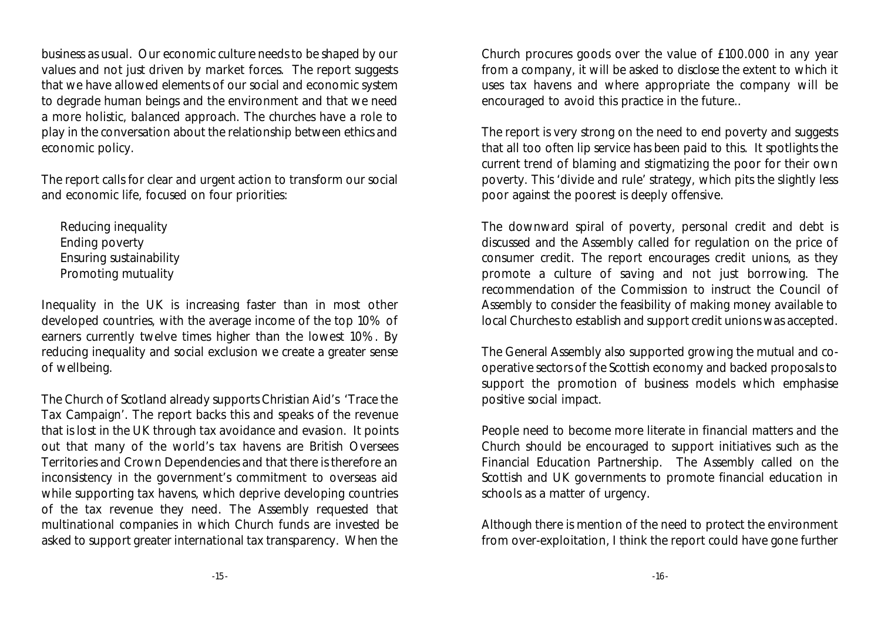business as usual. Our economic culture needs to be shaped by our values and not just driven by market forces. The report suggests that we have allowed elements of our social and economic system to degrade human beings and the environment and that we need a more holistic, balanced approach. The churches have a role to play in the conversation about the relationship between ethics and economic policy.

The report calls for clear and urgent action to transform our social and economic life, focused on four priorities:

- Reducing inequality
- Ending poverty
- Ensuring sustainability
- Promoting mutuality

Inequality in the UK is increasing faster than in most other developed countries, with the average income of the top 10% of earners currently twelve times higher than the lowest 10%. By reducing inequality and social exclusion we create a greater sense of wellbeing.

The Church of Scotland already supports Christian Aid's 'Trace the Tax Campaign'. The report backs this and speaks of the revenue that is lost in the UK through tax avoidance and evasion. It points out that many of the world's tax havens are British Oversees Territories and Crown Dependencies and that there is therefore an inconsistency in the government's commitment to overseas aid while supporting tax havens, which deprive developing countries of the tax revenue they need. The Assembly requested that multinational companies in which Church funds are invested be asked to support greater international tax transparency. When the Church procures goods over the value of £100.000 in any year from a company, it will be asked to disclose the extent to which it uses tax havens and where appropriate the company will be encouraged to avoid this practice in the future..

The report is very strong on the need to end poverty and suggests that all too often lip service has been paid to this. It spotlights the current trend of blaming and stigmatizing the poor for their own poverty. This 'divide and rule' strategy, which pits the slightly less poor against the poorest is deeply offensive.

The downward spiral of poverty, personal credit and debt is discussed and the Assembly called for regulation on the price of consumer credit. The report encourages credit unions, as they promote a culture of saving and not just borrowing. The recommendation of the Commission to instruct the Council of Assembly to consider the feasibility of making money available to local Churches to establish and support credit unions was accepted.

The General Assembly also supported growing the mutual and co-operative sectors of the Scottish economy and backed proposals to support the promotion of business models which emphasise positive social impact.

People need to become more literate in financial matters and the Church should be encouraged to support initiatives such as the Financial Education Partnership. The Assembly called on the Scottish and UK governments to promote financial education in schools as a matter of urgency.

Although there is mention of the need to protect the environment from over-exploitation, I think the report could have gone further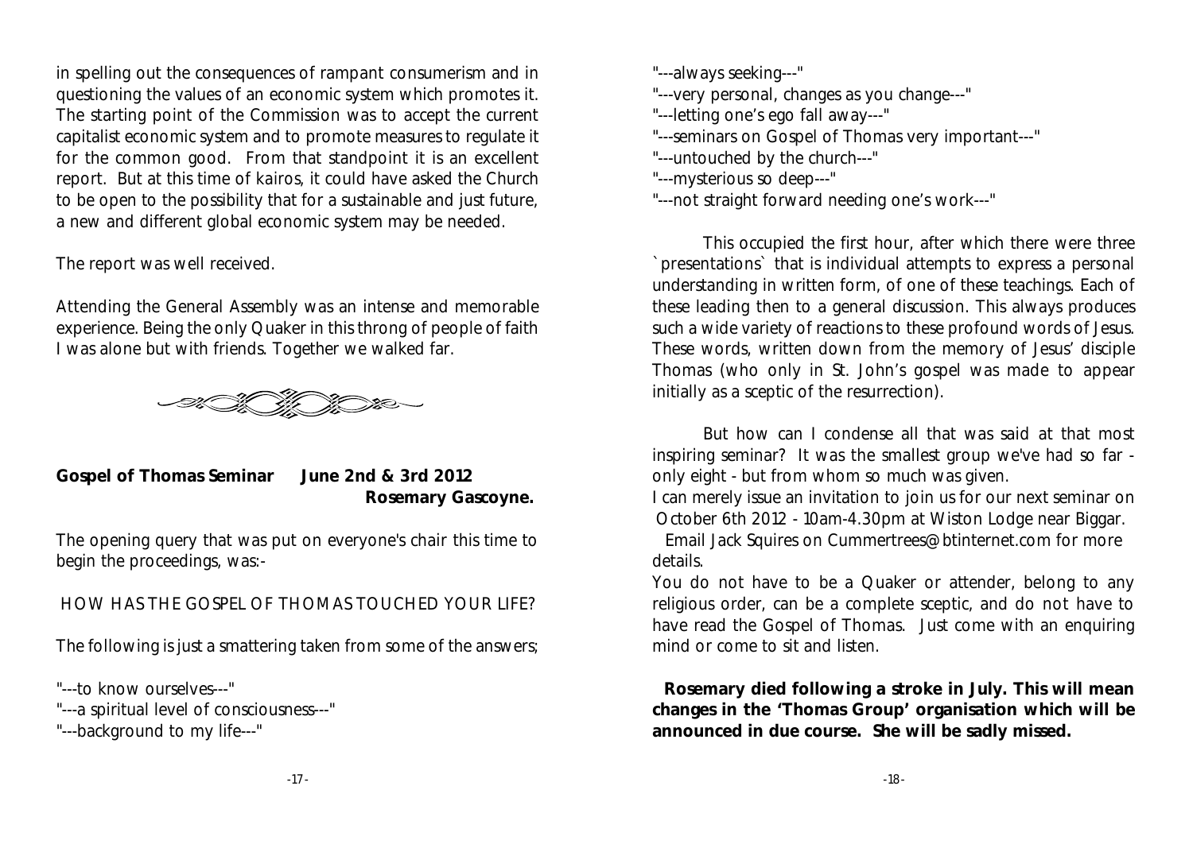in spelling out the consequences of rampant consumerism and in questioning the values of an economic system which promotes it. The starting point of the Commission was to accept the current capitalist economic system and to promote measures to regulate it for the common good. From that standpoint it is an excellent report. But at this time of kairos, it could have asked the Church to be open to the possibility that for a sustainable and just future, a new and different global economic system may be needed.

The report was well received.

Attending the General Assembly was an intense and memorable experience. Being the only Quaker in this throng of people of faith I was alone but with friends. Together we walked far.

## Gospel of Thomas Seminar June 2nd & 3rd 2012

**Rosemary Gascoyne.**

The opening query that was put on everyone's chair this time to begin the proceedings, was:-

HOW HAS THE GOSPEL OF THOMAS TOUCHED YOUR LIFE?

The following is just a smattering taken from some of the answers;

"---to know ourselves---"
"---a spiritual level of consciousness---"
"---background to my life---"
"---always seeking---"
"---very personal, changes as you change---"
"---letting one's ego fall away---"
"---seminars on Gospel of Thomas very important---"
"---untouched by the church---"
"---mysterious so deep---"
"---not straight forward needing one's work---"

This occupied the first hour, after which there were three `presentations` that is individual attempts to express a personal understanding in written form, of one of these teachings. Each of these leading then to a general discussion. This always produces such a wide variety of reactions to these profound words of Jesus. These words, written down from the memory of Jesus' disciple Thomas (who only in St. John's gospel was made to appear initially as a sceptic of the resurrection).

But how can I condense all that was said at that most inspiring seminar? It was the smallest group we've had so far - only eight - but from whom so much was given.

I can merely issue an invitation to join us for our next seminar on October 6th 2012 - 10am-4.30pm at Wiston Lodge near Biggar.

Email Jack Squires on Cummertrees@btinternet.com for more details.

You do not have to be a Quaker or attender, belong to any religious order, can be a complete sceptic, and do not have to have read the Gospel of Thomas. Just come with an enquiring mind or come to sit and listen.

**Rosemary died following a stroke in July. This will mean changes in the 'Thomas Group' organisation which will be announced in due course. She will be sadly missed.**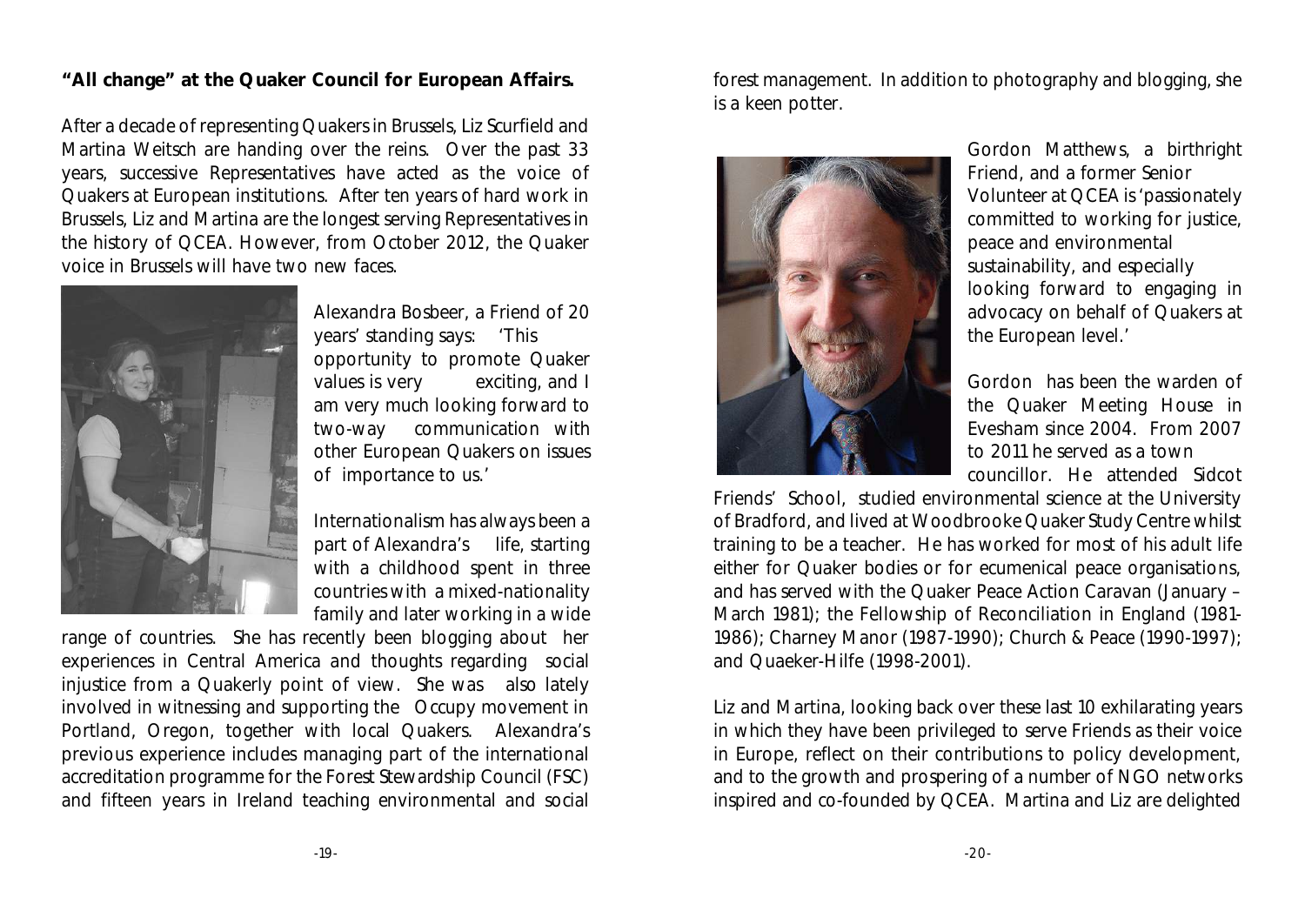**"All change" at the Quaker Council for European Affairs.**

After a decade of representing Quakers in Brussels, Liz Scurfield and Martina Weitsch are handing over the reins. Over the past 33 years, successive Representatives have acted as the voice of Quakers at European institutions. After ten years of hard work in Brussels, Liz and Martina are the longest serving Representatives in the history of QCEA. However, from October 2012, the Quaker voice in Brussels will have two new faces.

Alexandra Bosbeer, a Friend of 20 years' standing says: 'This opportunity to promote Quaker values is very exciting, and I am very much looking forward to two-way communication with other European Quakers on issues of importance to us.'

Internationalism has always been a part of Alexandra's life, starting with a childhood spent in three countries with a mixed-nationality family and later working in a wide range of countries. She has recently been blogging about her experiences in Central America and thoughts regarding social injustice from a Quakerly point of view. She was also lately involved in witnessing and supporting the Occupy movement in Portland, Oregon, together with local Quakers. Alexandra's previous experience includes managing part of the international accreditation programme for the Forest Stewardship Council (FSC) and fifteen years in Ireland teaching environmental and social forest management. In addition to photography and blogging, she is a keen potter.

Gordon Matthews, a birthright Friend, and a former Senior Volunteer at QCEA is 'passionately committed to working for justice, peace and environmental sustainability, and especially looking forward to engaging in advocacy on behalf of Quakers at the European level.'

Gordon has been the warden of the Quaker Meeting House in Evesham since 2004. From 2007 to 2011 he served as a town councillor. He attended Sidcot Friends' School, studied environmental science at the University of Bradford, and lived at Woodbrooke Quaker Study Centre whilst training to be a teacher. He has worked for most of his adult life either for Quaker bodies or for ecumenical peace organisations, and has served with the Quaker Peace Action Caravan (January – March 1981); the Fellowship of Reconciliation in England (1981-1986); Charney Manor (1987-1990); Church & Peace (1990-1997); and Quaeker-Hilfe (1998-2001).

Liz and Martina, looking back over these last 10 exhilarating years in which they have been privileged to serve Friends as their voice in Europe, reflect on their contributions to policy development, and to the growth and prospering of a number of NGO networks inspired and co-founded by QCEA. Martina and Liz are delighted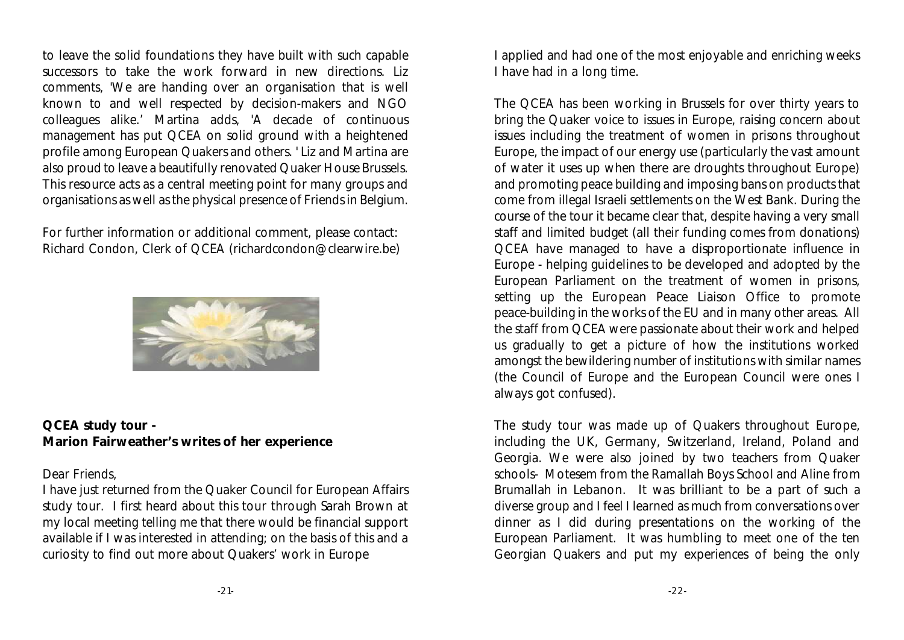to leave the solid foundations they have built with such capable successors to take the work forward in new directions. Liz comments, 'We are handing over an organisation that is well known to and well respected by decision-makers and NGO colleagues alike.' Martina adds, 'A decade of continuous management has put QCEA on solid ground with a heightened profile among European Quakers and others. ' Liz and Martina are also proud to leave a beautifully renovated Quaker House Brussels. This resource acts as a central meeting point for many groups and organisations as well as the physical presence of Friends in Belgium.

For further information or additional comment, please contact: Richard Condon, Clerk of QCEA (richardcondon@clearwire.be)

**QCEA study tour -**
**Marion Fairweather's writes of her experience**

Dear Friends,

I have just returned from the Quaker Council for European Affairs study tour. I first heard about this tour through Sarah Brown at my local meeting telling me that there would be financial support available if I was interested in attending; on the basis of this and a curiosity to find out more about Quakers' work in Europe I applied and had one of the most enjoyable and enriching weeks I have had in a long time.

The QCEA has been working in Brussels for over thirty years to bring the Quaker voice to issues in Europe, raising concern about issues including the treatment of women in prisons throughout Europe, the impact of our energy use (particularly the vast amount of water it uses up when there are droughts throughout Europe) and promoting peace building and imposing bans on products that come from illegal Israeli settlements on the West Bank. During the course of the tour it became clear that, despite having a very small staff and limited budget (all their funding comes from donations) QCEA have managed to have a disproportionate influence in Europe - helping guidelines to be developed and adopted by the European Parliament on the treatment of women in prisons, setting up the European Peace Liaison Office to promote peace-building in the works of the EU and in many other areas. All the staff from QCEA were passionate about their work and helped us gradually to get a picture of how the institutions worked amongst the bewildering number of institutions with similar names (the Council of Europe and the European Council were ones I always got confused).

The study tour was made up of Quakers throughout Europe, including the UK, Germany, Switzerland, Ireland, Poland and Georgia. We were also joined by two teachers from Quaker schools- Motesem from the Ramallah Boys School and Aline from Brumallah in Lebanon. It was brilliant to be a part of such a diverse group and I feel I learned as much from conversations over dinner as I did during presentations on the working of the European Parliament. It was humbling to meet one of the ten Georgian Quakers and put my experiences of being the only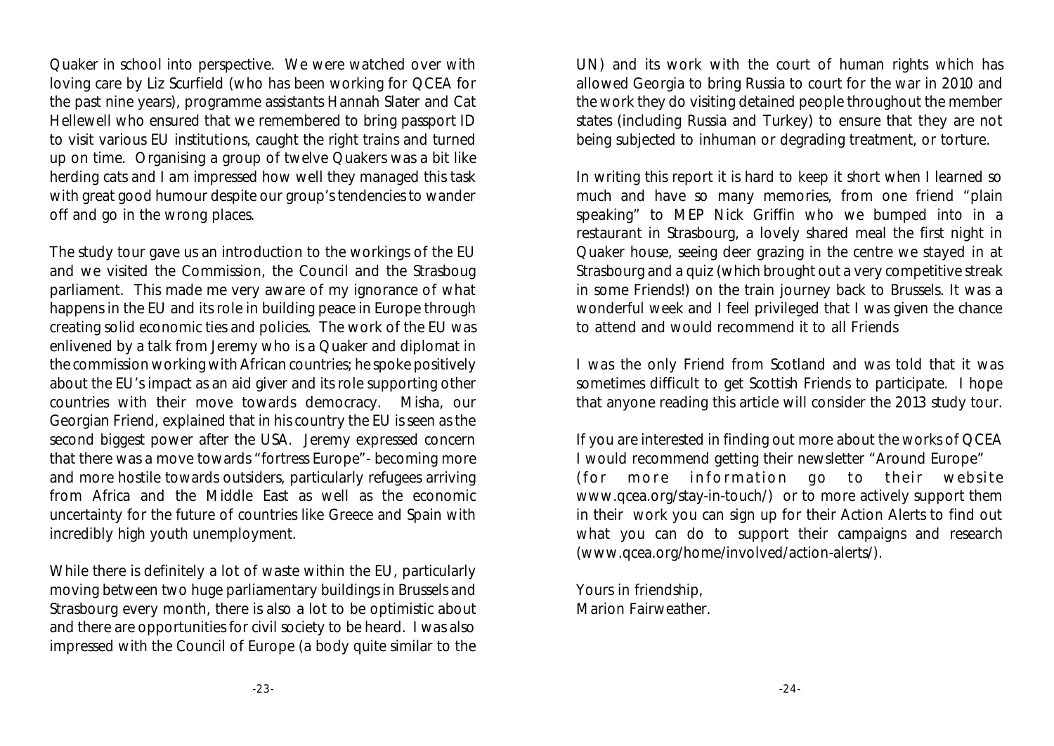Quaker in school into perspective. We were watched over with loving care by Liz Scurfield (who has been working for QCEA for the past nine years), programme assistants Hannah Slater and Cat Hellewell who ensured that we remembered to bring passport ID to visit various EU institutions, caught the right trains and turned up on time. Organising a group of twelve Quakers was a bit like herding cats and I am impressed how well they managed this task with great good humour despite our group's tendencies to wander off and go in the wrong places.

The study tour gave us an introduction to the workings of the EU and we visited the Commission, the Council and the Strasboug parliament. This made me very aware of my ignorance of what happens in the EU and its role in building peace in Europe through creating solid economic ties and policies. The work of the EU was enlivened by a talk from Jeremy who is a Quaker and diplomat in the commission working with African countries; he spoke positively about the EU's impact as an aid giver and its role supporting other countries with their move towards democracy. Misha, our Georgian Friend, explained that in his country the EU is seen as the second biggest power after the USA. Jeremy expressed concern that there was a move towards "fortress Europe"- becoming more and more hostile towards outsiders, particularly refugees arriving from Africa and the Middle East as well as the economic uncertainty for the future of countries like Greece and Spain with incredibly high youth unemployment.

While there is definitely a lot of waste within the EU, particularly moving between two huge parliamentary buildings in Brussels and Strasbourg every month, there is also a lot to be optimistic about and there are opportunities for civil society to be heard. I was also impressed with the Council of Europe (a body quite similar to the UN) and its work with the court of human rights which has allowed Georgia to bring Russia to court for the war in 2010 and the work they do visiting detained people throughout the member states (including Russia and Turkey) to ensure that they are not being subjected to inhuman or degrading treatment, or torture.

In writing this report it is hard to keep it short when I learned so much and have so many memories, from one friend "plain speaking" to MEP Nick Griffin who we bumped into in a restaurant in Strasbourg, a lovely shared meal the first night in Quaker house, seeing deer grazing in the centre we stayed in at Strasbourg and a quiz (which brought out a very competitive streak in some Friends!) on the train journey back to Brussels. It was a wonderful week and I feel privileged that I was given the chance to attend and would recommend it to all Friends

I was the only Friend from Scotland and was told that it was sometimes difficult to get Scottish Friends to participate. I hope that anyone reading this article will consider the 2013 study tour.

If you are interested in finding out more about the works of QCEA I would recommend getting their newsletter "Around Europe" (for more information go to their website www.qcea.org/stay-in-touch/) or to more actively support them in their work you can sign up for their Action Alerts to find out what you can do to support their campaigns and research (www.qcea.org/home/involved/action-alerts/).

Yours in friendship,
Marion Fairweather.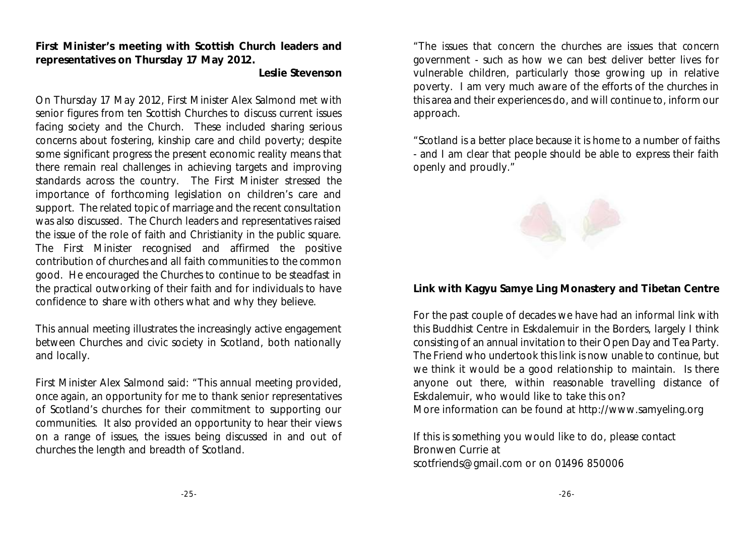## First Minister's meeting with Scottish Church leaders and representatives on Thursday 17 May 2012.

**Leslie Stevenson**

On Thursday 17 May 2012, First Minister Alex Salmond met with senior figures from ten Scottish Churches to discuss current issues facing society and the Church. These included sharing serious concerns about fostering, kinship care and child poverty; despite some significant progress the present economic reality means that there remain real challenges in achieving targets and improving standards across the country. The First Minister stressed the importance of forthcoming legislation on children's care and support. The related topic of marriage and the recent consultation was also discussed. The Church leaders and representatives raised the issue of the role of faith and Christianity in the public square. The First Minister recognised and affirmed the positive contribution of churches and all faith communities to the common good. He encouraged the Churches to continue to be steadfast in the practical outworking of their faith and for individuals to have confidence to share with others what and why they believe.

This annual meeting illustrates the increasingly active engagement between Churches and civic society in Scotland, both nationally and locally.

First Minister Alex Salmond said: "This annual meeting provided, once again, an opportunity for me to thank senior representatives of Scotland's churches for their commitment to supporting our communities. It also provided an opportunity to hear their views on a range of issues, the issues being discussed in and out of churches the length and breadth of Scotland.

"The issues that concern the churches are issues that concern government - such as how we can best deliver better lives for vulnerable children, particularly those growing up in relative poverty. I am very much aware of the efforts of the churches in this area and their experiences do, and will continue to, inform our approach.

"Scotland is a better place because it is home to a number of faiths - and I am clear that people should be able to express their faith openly and proudly."

## Link with Kagyu Samye Ling Monastery and Tibetan Centre

For the past couple of decades we have had an informal link with this Buddhist Centre in Eskdalemuir in the Borders, largely I think consisting of an annual invitation to their Open Day and Tea Party. The Friend who undertook this link is now unable to continue, but we think it would be a good relationship to maintain. Is there anyone out there, within reasonable travelling distance of Eskdalemuir, who would like to take this on?
More information can be found at http://www.samyeling.org

If this is something you would like to do, please contact Bronwen Currie at
scotfriends@gmail.com or on 01496 850006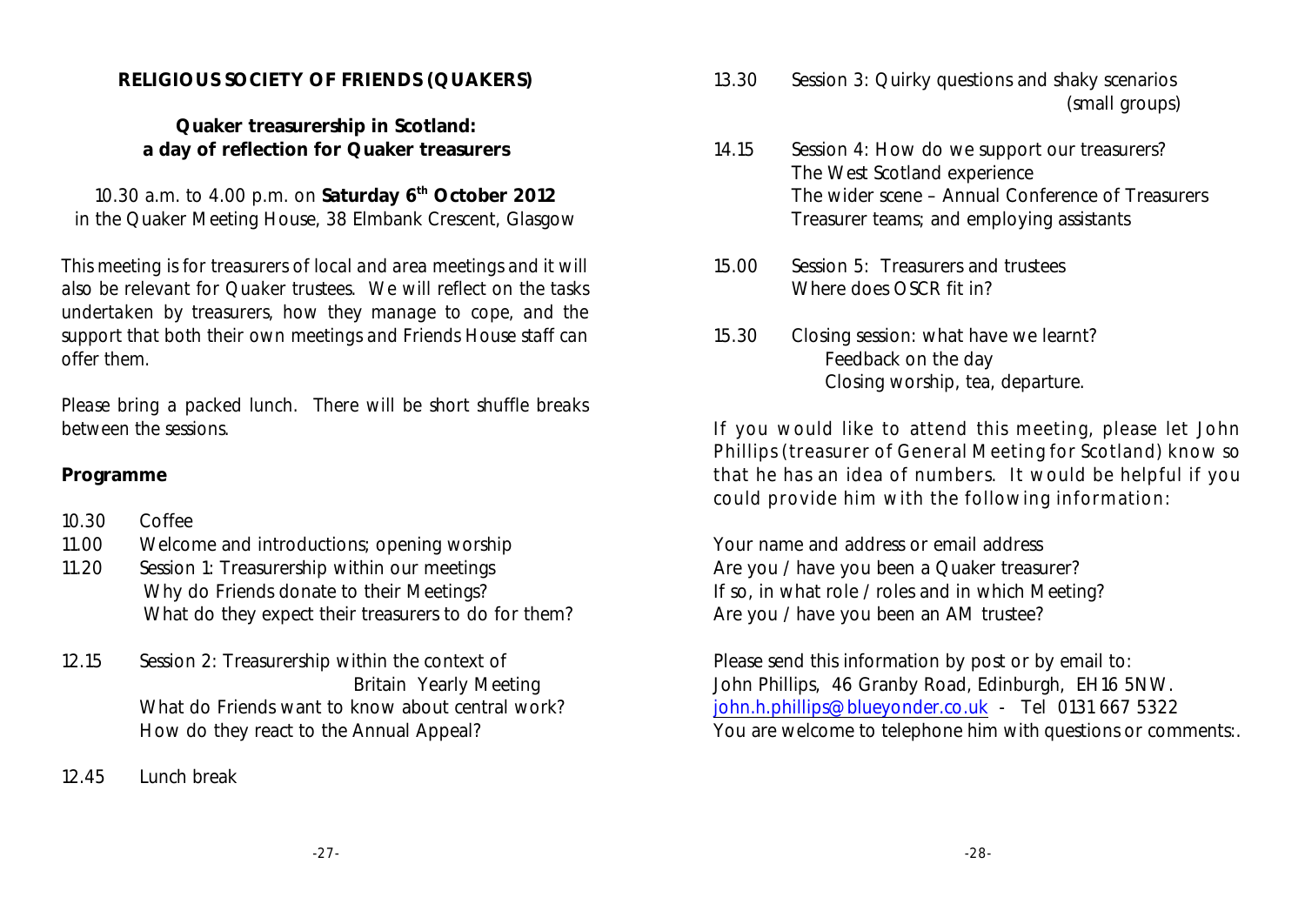**RELIGIOUS SOCIETY OF FRIENDS (QUAKERS)**

**Quaker treasurership in Scotland:**
**a day of reflection for Quaker treasurers**

10.30 a.m. to 4.00 p.m. on **Saturday 6th October 2012**
in the Quaker Meeting House, 38 Elmbank Crescent, Glasgow

This meeting is for treasurers of local and area meetings and it will also be relevant for Quaker trustees. We will reflect on the tasks undertaken by treasurers, how they manage to cope, and the support that both their own meetings and Friends House staff can offer them.

Please bring a packed lunch. There will be short shuffle breaks between the sessions.

**Programme**

- 10.30 Coffee
- 11.00 Welcome and introductions; opening worship
- 11.20 Session 1: Treasurership within our meetings
  - Why do Friends donate to their Meetings?
  - What do they expect their treasurers to do for them?
- 12.15 Session 2: Treasurership within the context of Britain Yearly Meeting
  - What do Friends want to know about central work?
  - How do they react to the Annual Appeal?
- 12.45 Lunch break
- 13.30 Session 3: Quirky questions and shaky scenarios (small groups)
- 14.15 Session 4: How do we support our treasurers?
  - The West Scotland experience
  - The wider scene – Annual Conference of Treasurers
  - Treasurer teams; and employing assistants
- 15.00 Session 5: Treasurers and trustees
  - Where does OSCR fit in?
- 15.30 Closing session: what have we learnt?
  - Feedback on the day
  - Closing worship, tea, departure.

If you would like to attend this meeting, please let John Phillips (treasurer of General Meeting for Scotland) know so that he has an idea of numbers. It would be helpful if you could provide him with the following information:

Your name and address or email address
Are you / have you been a Quaker treasurer?
If so, in what role / roles and in which Meeting?
Are you / have you been an AM trustee?

Please send this information by post or by email to:
John Phillips, 46 Granby Road, Edinburgh, EH16 5NW.
john.h.phillips@blueyonder.co.uk - Tel 0131 667 5322
You are welcome to telephone him with questions or comments:.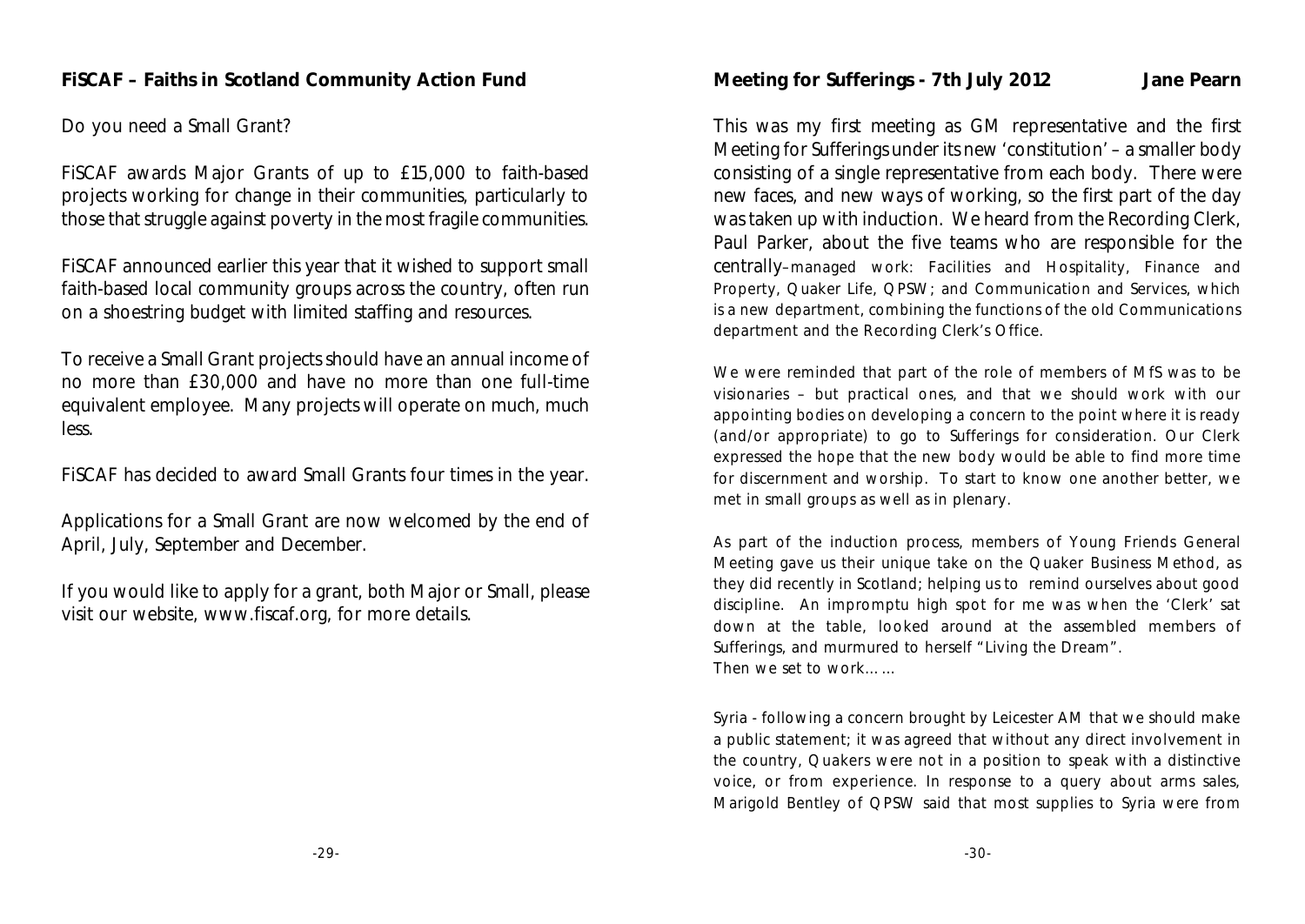## FiSCAF – Faiths in Scotland Community Action Fund

Do you need a Small Grant?

FiSCAF awards Major Grants of up to £15,000 to faith-based projects working for change in their communities, particularly to those that struggle against poverty in the most fragile communities.

FiSCAF announced earlier this year that it wished to support small faith-based local community groups across the country, often run on a shoestring budget with limited staffing and resources.

To receive a Small Grant projects should have an annual income of no more than £30,000 and have no more than one full-time equivalent employee. Many projects will operate on much, much less.

FiSCAF has decided to award Small Grants four times in the year.

Applications for a Small Grant are now welcomed by the end of April, July, September and December.

If you would like to apply for a grant, both Major or Small, please visit our website, www.fiscaf.org, for more details.

## Meeting for Sufferings - 7th July 2012 — Jane Pearn

This was my first meeting as GM representative and the first Meeting for Sufferings under its new 'constitution' – a smaller body consisting of a single representative from each body. There were new faces, and new ways of working, so the first part of the day was taken up with induction. We heard from the Recording Clerk, Paul Parker, about the five teams who are responsible for the centrally–managed work: Facilities and Hospitality, Finance and Property, Quaker Life, QPSW; and Communication and Services, which is a new department, combining the functions of the old Communications department and the Recording Clerk's Office.

We were reminded that part of the role of members of MfS was to be visionaries – but practical ones, and that we should work with our appointing bodies on developing a concern to the point where it is ready (and/or appropriate) to go to Sufferings for consideration. Our Clerk expressed the hope that the new body would be able to find more time for discernment and worship. To start to know one another better, we met in small groups as well as in plenary.

As part of the induction process, members of Young Friends General Meeting gave us their unique take on the Quaker Business Method, as they did recently in Scotland; helping us to remind ourselves about good discipline. An impromptu high spot for me was when the 'Clerk' sat down at the table, looked around at the assembled members of Sufferings, and murmured to herself "Living the Dream".
Then we set to work……

Syria - following a concern brought by Leicester AM that we should make a public statement; it was agreed that without any direct involvement in the country, Quakers were not in a position to speak with a distinctive voice, or from experience. In response to a query about arms sales, Marigold Bentley of QPSW said that most supplies to Syria were from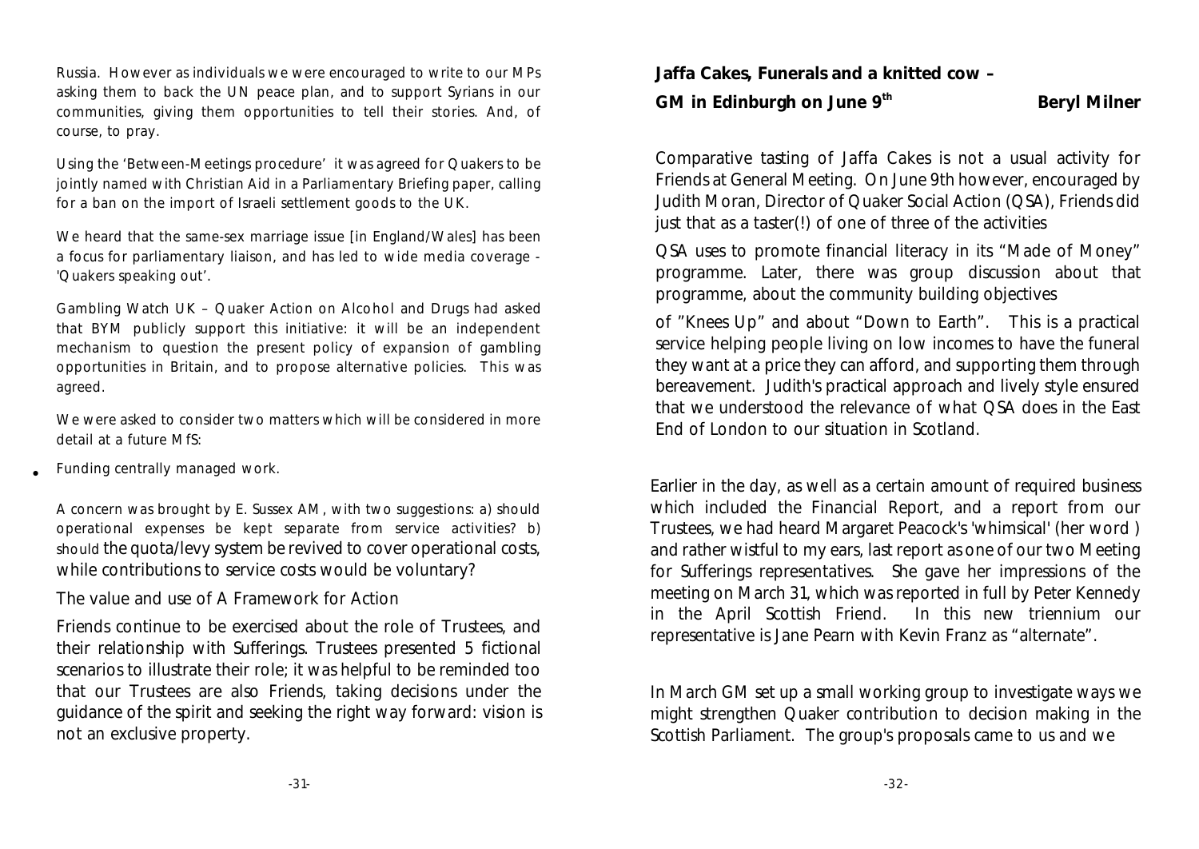Russia. However as individuals we were encouraged to write to our MPs asking them to back the UN peace plan, and to support Syrians in our communities, giving them opportunities to tell their stories. And, of course, to pray.

Using the 'Between-Meetings procedure' it was agreed for Quakers to be jointly named with Christian Aid in a Parliamentary Briefing paper, calling for a ban on the import of Israeli settlement goods to the UK.

We heard that the same-sex marriage issue [in England/Wales] has been a focus for parliamentary liaison, and has led to wide media coverage - 'Quakers speaking out'.

Gambling Watch UK – Quaker Action on Alcohol and Drugs had asked that BYM publicly support this initiative: it will be an independent mechanism to question the present policy of expansion of gambling opportunities in Britain, and to propose alternative policies. This was agreed.

We were asked to consider two matters which will be considered in more detail at a future MfS:

- Funding centrally managed work.

A concern was brought by E. Sussex AM, with two suggestions: a) should operational expenses be kept separate from service activities? b) should the quota/levy system be revived to cover operational costs, while contributions to service costs would be voluntary?

- The value and use of A Framework for Action

Friends continue to be exercised about the role of Trustees, and their relationship with Sufferings. Trustees presented 5 fictional scenarios to illustrate their role; it was helpful to be reminded too that our Trustees are also Friends, taking decisions under the guidance of the spirit and seeking the right way forward: vision is not an exclusive property.

## Jaffa Cakes, Funerals and a knitted cow – GM in Edinburgh on June 9th

**Beryl Milner**

Comparative tasting of Jaffa Cakes is not a usual activity for Friends at General Meeting. On June 9th however, encouraged by Judith Moran, Director of Quaker Social Action (QSA), Friends did just that as a taster(!) of one of three of the activities

QSA uses to promote financial literacy in its "Made of Money" programme. Later, there was group discussion about that programme, about the community building objectives

of "Knees Up" and about "Down to Earth". This is a practical service helping people living on low incomes to have the funeral they want at a price they can afford, and supporting them through bereavement. Judith's practical approach and lively style ensured that we understood the relevance of what QSA does in the East End of London to our situation in Scotland.

Earlier in the day, as well as a certain amount of required business which included the Financial Report, and a report from our Trustees, we had heard Margaret Peacock's 'whimsical' (her word ) and rather wistful to my ears, last report as one of our two Meeting for Sufferings representatives. She gave her impressions of the meeting on March 31, which was reported in full by Peter Kennedy in the April Scottish Friend. In this new triennium our representative is Jane Pearn with Kevin Franz as "alternate".

In March GM set up a small working group to investigate ways we might strengthen Quaker contribution to decision making in the Scottish Parliament. The group's proposals came to us and we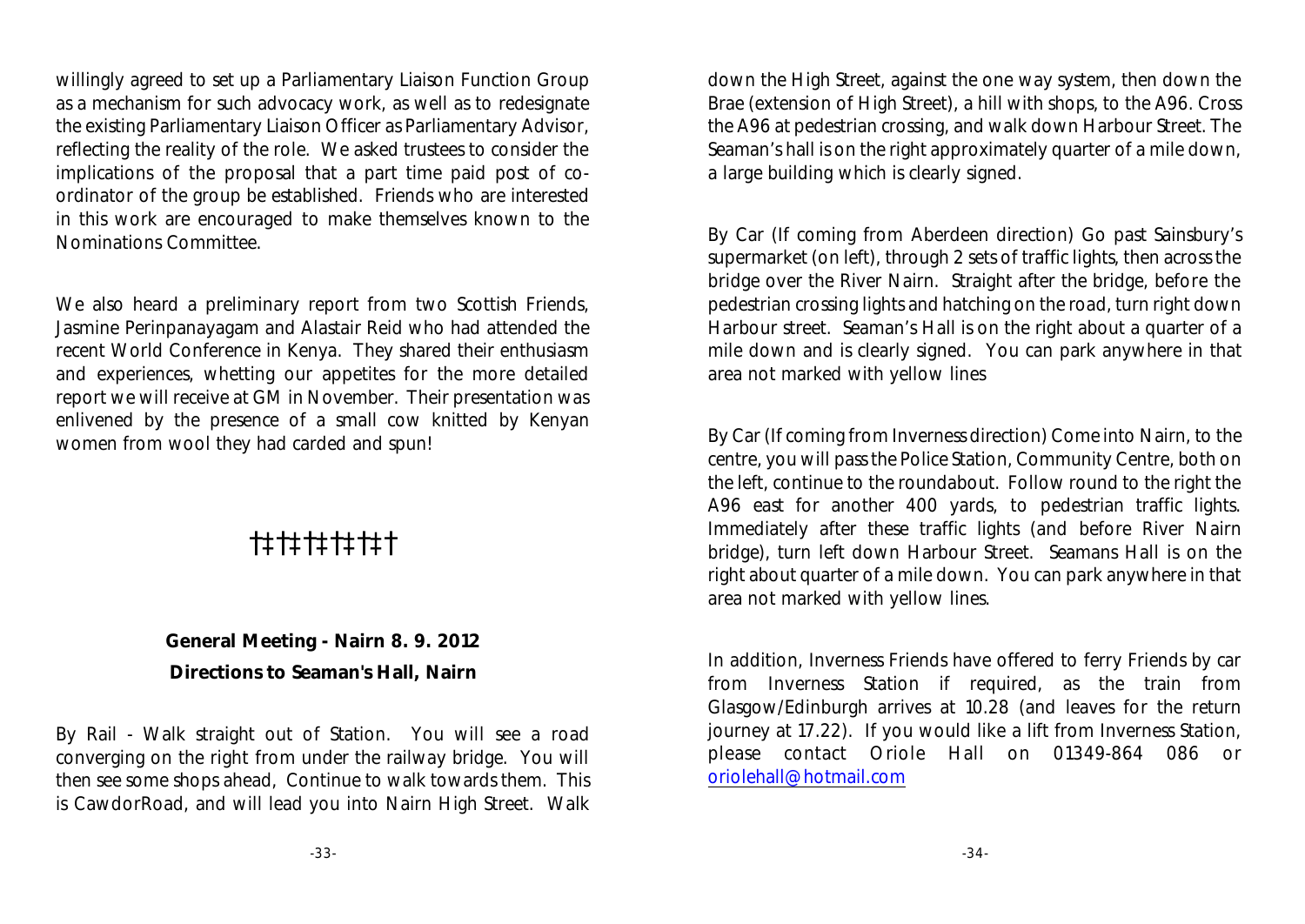willingly agreed to set up a Parliamentary Liaison Function Group as a mechanism for such advocacy work, as well as to redesignate the existing Parliamentary Liaison Officer as Parliamentary Advisor, reflecting the reality of the role. We asked trustees to consider the implications of the proposal that a part time paid post of co-ordinator of the group be established. Friends who are interested in this work are encouraged to make themselves known to the Nominations Committee.

We also heard a preliminary report from two Scottish Friends, Jasmine Perinpanayagam and Alastair Reid who had attended the recent World Conference in Kenya. They shared their enthusiasm and experiences, whetting our appetites for the more detailed report we will receive at GM in November. Their presentation was enlivened by the presence of a small cow knitted by Kenyan women from wool they had carded and spun!

†‡†‡†‡†‡†

**General Meeting - Nairn 8. 9. 2012**

**Directions to Seaman's Hall, Nairn**

By Rail - Walk straight out of Station. You will see a road converging on the right from under the railway bridge. You will then see some shops ahead, Continue to walk towards them. This is CawdorRoad, and will lead you into Nairn High Street. Walk down the High Street, against the one way system, then down the Brae (extension of High Street), a hill with shops, to the A96. Cross the A96 at pedestrian crossing, and walk down Harbour Street. The Seaman's hall is on the right approximately quarter of a mile down, a large building which is clearly signed.

By Car (If coming from Aberdeen direction) Go past Sainsbury's supermarket (on left), through 2 sets of traffic lights, then across the bridge over the River Nairn. Straight after the bridge, before the pedestrian crossing lights and hatching on the road, turn right down Harbour street. Seaman's Hall is on the right about a quarter of a mile down and is clearly signed. You can park anywhere in that area not marked with yellow lines

By Car (If coming from Inverness direction) Come into Nairn, to the centre, you will pass the Police Station, Community Centre, both on the left, continue to the roundabout. Follow round to the right the A96 east for another 400 yards, to pedestrian traffic lights. Immediately after these traffic lights (and before River Nairn bridge), turn left down Harbour Street. Seamans Hall is on the right about quarter of a mile down. You can park anywhere in that area not marked with yellow lines.

In addition, Inverness Friends have offered to ferry Friends by car from Inverness Station if required, as the train from Glasgow/Edinburgh arrives at 10.28 (and leaves for the return journey at 17.22). If you would like a lift from Inverness Station, please contact Oriole Hall on 01349-864 086 or oriolehall@hotmail.com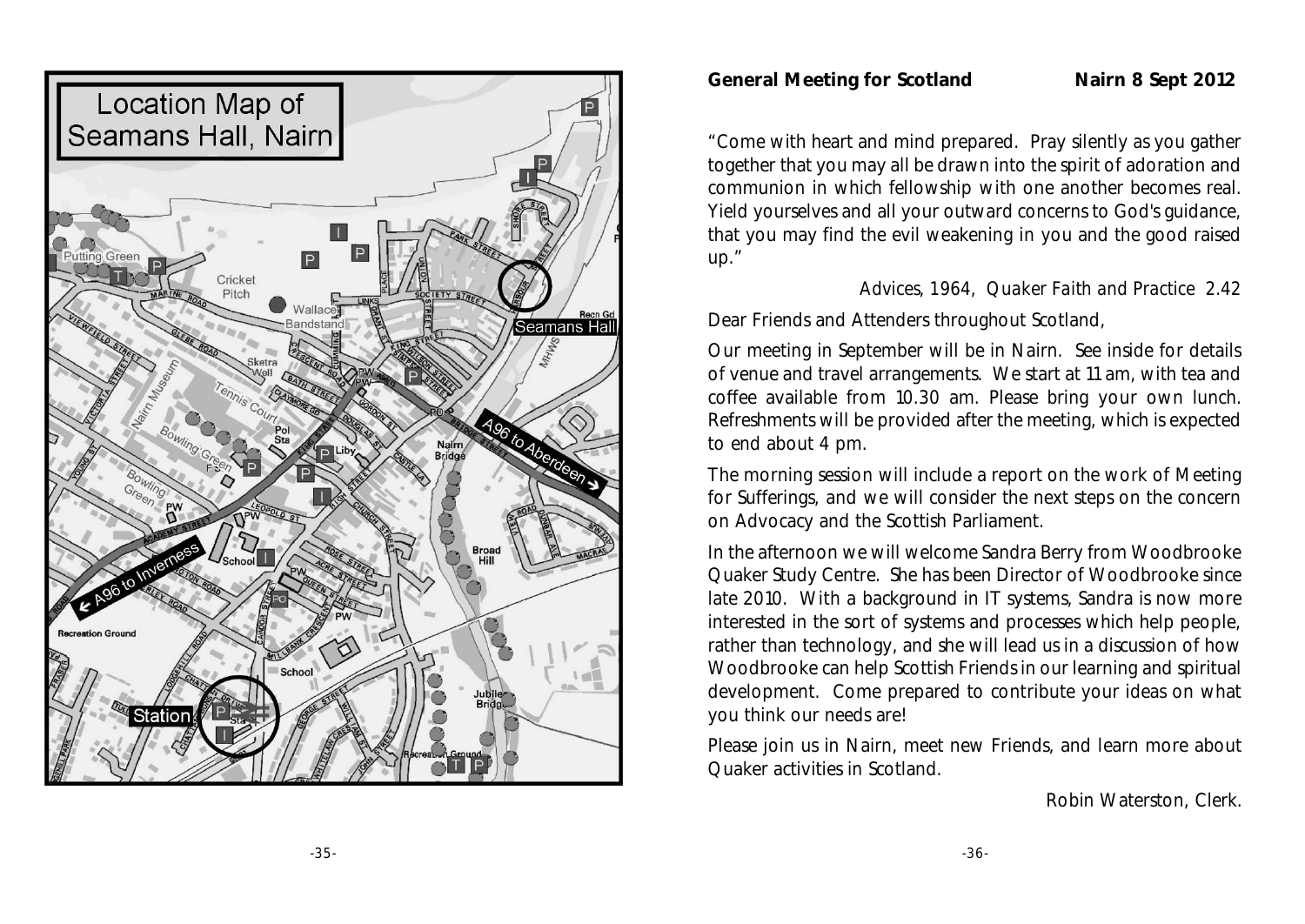# Location Map of Seamans Hall, Nairn

Seamans Hall

Station

A96 to Inverness

A96 to Aberdeen

**General Meeting for Scotland** **Nairn 8 Sept 2012**

"Come with heart and mind prepared. Pray silently as you gather together that you may all be drawn into the spirit of adoration and communion in which fellowship with one another becomes real. Yield yourselves and all your outward concerns to God's guidance, that you may find the evil weakening in you and the good raised up."

*Advices, 1964, Quaker Faith and Practice 2.42*

Dear Friends and Attenders throughout Scotland,

Our meeting in September will be in Nairn. See inside for details of venue and travel arrangements. We start at 11 am, with tea and coffee available from 10.30 am. Please bring your own lunch. Refreshments will be provided after the meeting, which is expected to end about 4 pm.

The morning session will include a report on the work of Meeting for Sufferings, and we will consider the next steps on the concern on Advocacy and the Scottish Parliament.

In the afternoon we will welcome Sandra Berry from Woodbrooke Quaker Study Centre. She has been Director of Woodbrooke since late 2010. With a background in IT systems, Sandra is now more interested in the sort of systems and processes which help people, rather than technology, and she will lead us in a discussion of how Woodbrooke can help Scottish Friends in our learning and spiritual development. Come prepared to contribute your ideas on what you think our needs are!

Please join us in Nairn, meet new Friends, and learn more about Quaker activities in Scotland.

Robin Waterston, Clerk.